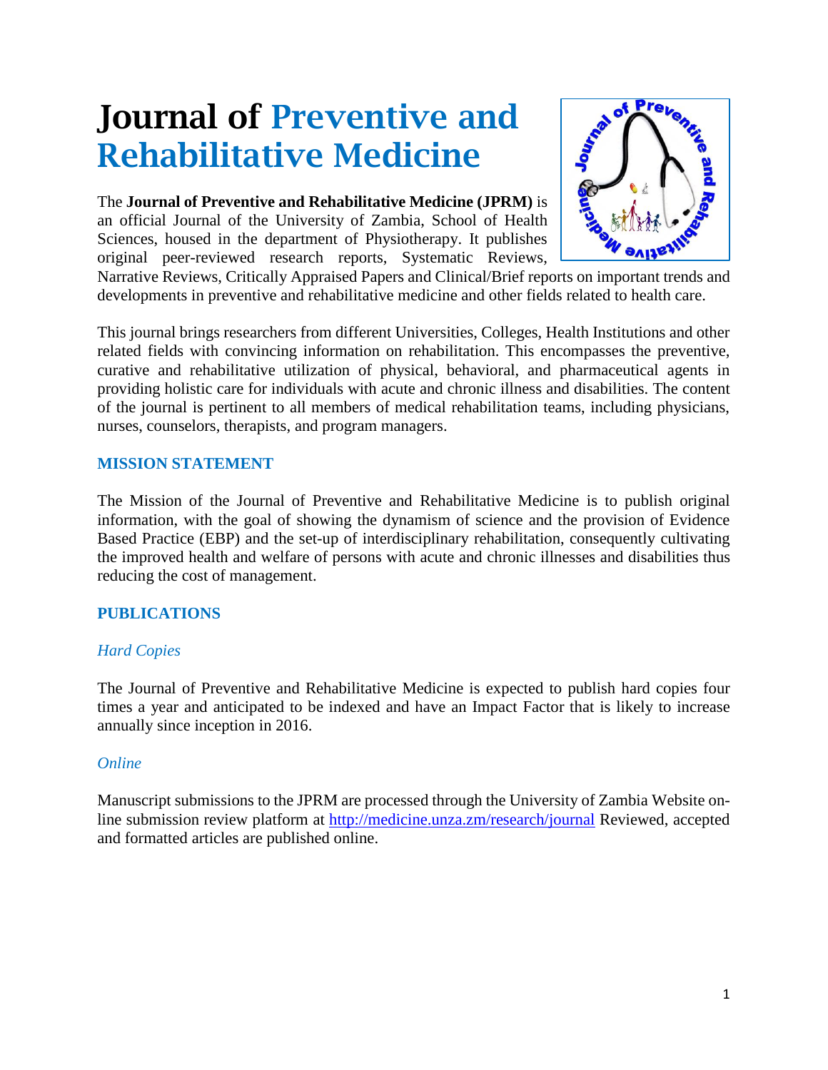# Journal of Preventive and Rehabilitative Medicine

The **Journal of Preventive and Rehabilitative Medicine (JPRM)** is an official Journal of the University of Zambia, School of Health Sciences, housed in the department of Physiotherapy. It publishes original peer-reviewed research reports, Systematic Reviews, Narrative Reviews, Critically Appraised Papers and Clinical/Brief reports on important trends and developments in preventive and rehabilitative medicine and other fields related to health care.

This journal brings researchers from different Universities, Colleges, Health Institutions and other related fields with convincing information on rehabilitation. This encompasses the preventive, curative and rehabilitative utilization of physical, behavioral, and pharmaceutical agents in providing holistic care for individuals with acute and chronic illness and disabilities. The content of the journal is pertinent to all members of medical rehabilitation teams, including physicians, nurses, counselors, therapists, and program managers.

## MISSION STATEMENT

The Mission of the Journal of Preventive and Rehabilitative Medicine is to publish original information, with the goal of showing the dynamism of science and the provision of Evidence Based Practice (EBP) and the set-up of interdisciplinary rehabilitation, consequently cultivating the improved health and welfare of persons with acute and chronic illnesses and disabilities thus reducing the cost of management.

## PUBLICATIONS

### *Hard Copies*

The Journal of Preventive and Rehabilitative Medicine is expected to publish hard copies four times a year and anticipated to be indexed and have an Impact Factor that is likely to increase annually since inception in 2016.

### *Online*

Manuscript submissions to the JPRM are processed through the University of Zambia Website on-line submission review platform at [http://medicine.unza.zm/research/journal](http://medicine.unza.zm/research/journal) Reviewed, accepted and formatted articles are published online.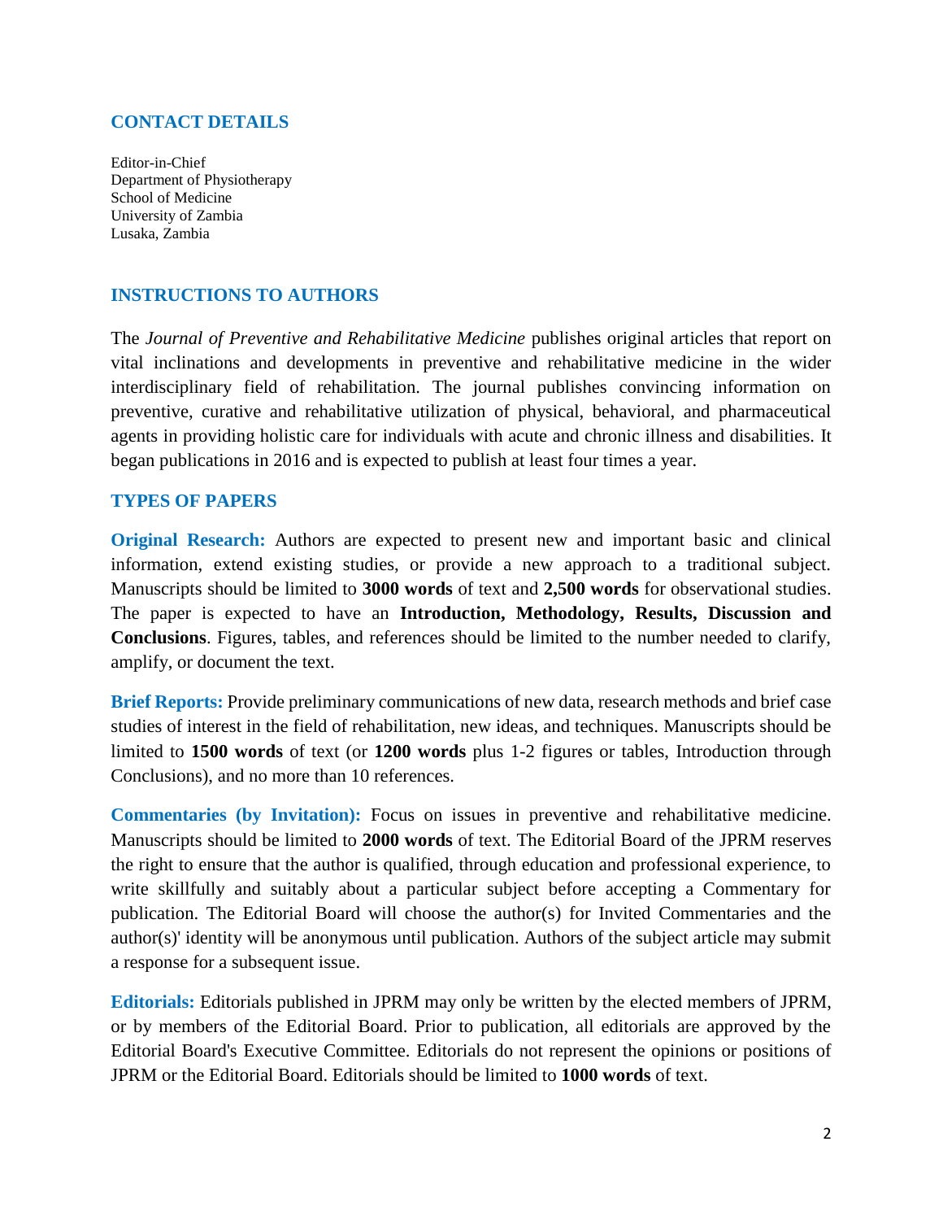## CONTACT DETAILS

Editor-in-Chief
Department of Physiotherapy
School of Medicine
University of Zambia
Lusaka, Zambia

## INSTRUCTIONS TO AUTHORS

The *Journal of Preventive and Rehabilitative Medicine* publishes original articles that report on vital inclinations and developments in preventive and rehabilitative medicine in the wider interdisciplinary field of rehabilitation. The journal publishes convincing information on preventive, curative and rehabilitative utilization of physical, behavioral, and pharmaceutical agents in providing holistic care for individuals with acute and chronic illness and disabilities. It began publications in 2016 and is expected to publish at least four times a year.

## TYPES OF PAPERS

**Original Research:** Authors are expected to present new and important basic and clinical information, extend existing studies, or provide a new approach to a traditional subject. Manuscripts should be limited to **3000 words** of text and **2,500 words** for observational studies. The paper is expected to have an **Introduction, Methodology, Results, Discussion and Conclusions**. Figures, tables, and references should be limited to the number needed to clarify, amplify, or document the text.

**Brief Reports:** Provide preliminary communications of new data, research methods and brief case studies of interest in the field of rehabilitation, new ideas, and techniques. Manuscripts should be limited to **1500 words** of text (or **1200 words** plus 1-2 figures or tables, Introduction through Conclusions), and no more than 10 references.

**Commentaries (by Invitation):** Focus on issues in preventive and rehabilitative medicine. Manuscripts should be limited to **2000 words** of text. The Editorial Board of the JPRM reserves the right to ensure that the author is qualified, through education and professional experience, to write skillfully and suitably about a particular subject before accepting a Commentary for publication. The Editorial Board will choose the author(s) for Invited Commentaries and the author(s)' identity will be anonymous until publication. Authors of the subject article may submit a response for a subsequent issue.

**Editorials:** Editorials published in JPRM may only be written by the elected members of JPRM, or by members of the Editorial Board. Prior to publication, all editorials are approved by the Editorial Board's Executive Committee. Editorials do not represent the opinions or positions of JPRM or the Editorial Board. Editorials should be limited to **1000 words** of text.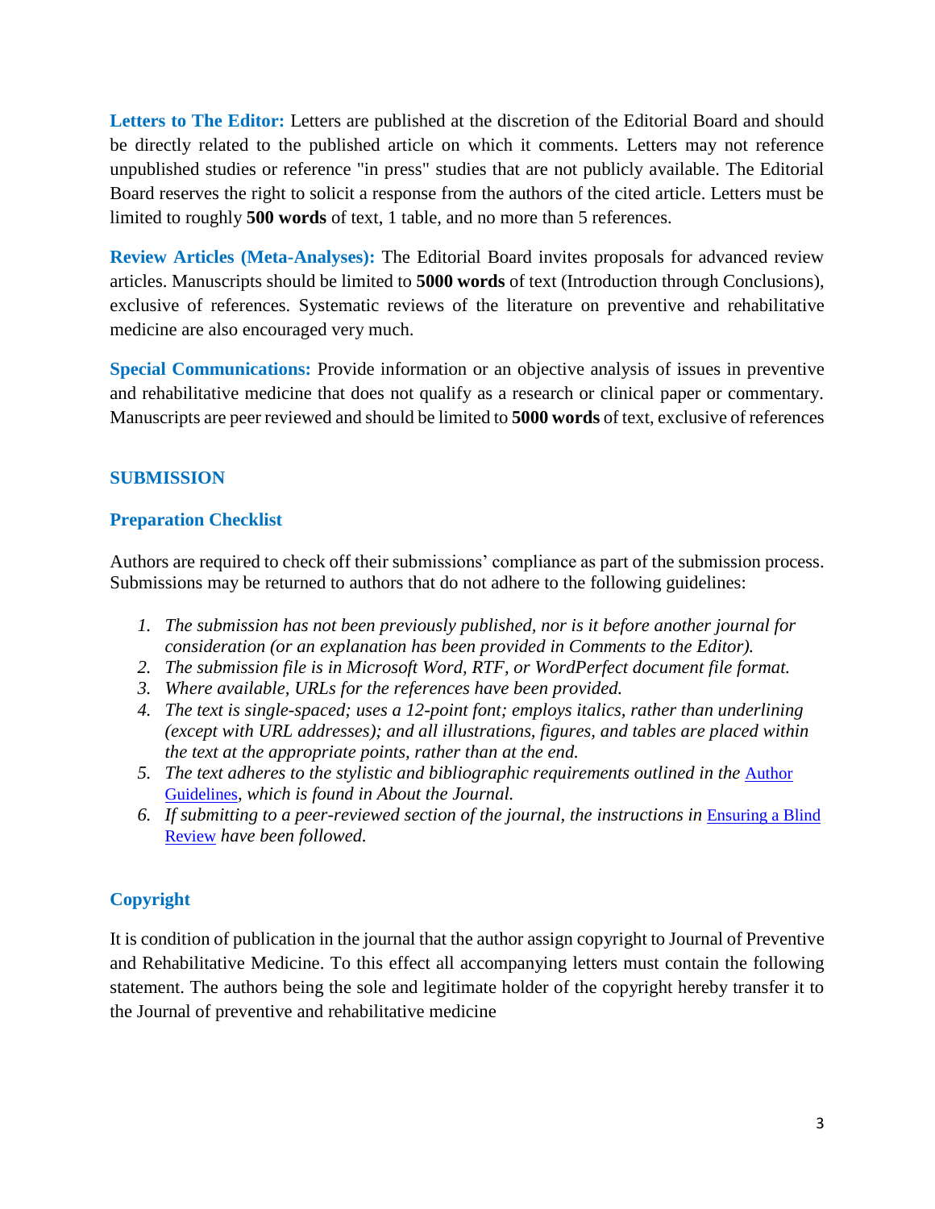**Letters to The Editor:** Letters are published at the discretion of the Editorial Board and should be directly related to the published article on which it comments. Letters may not reference unpublished studies or reference "in press" studies that are not publicly available. The Editorial Board reserves the right to solicit a response from the authors of the cited article. Letters must be limited to roughly **500 words** of text, 1 table, and no more than 5 references.

**Review Articles (Meta-Analyses):** The Editorial Board invites proposals for advanced review articles. Manuscripts should be limited to **5000 words** of text (Introduction through Conclusions), exclusive of references. Systematic reviews of the literature on preventive and rehabilitative medicine are also encouraged very much.

**Special Communications:** Provide information or an objective analysis of issues in preventive and rehabilitative medicine that does not qualify as a research or clinical paper or commentary. Manuscripts are peer reviewed and should be limited to **5000 words** of text, exclusive of references

## SUBMISSION

### Preparation Checklist

Authors are required to check off their submissions' compliance as part of the submission process. Submissions may be returned to authors that do not adhere to the following guidelines:

1. *The submission has not been previously published, nor is it before another journal for consideration (or an explanation has been provided in Comments to the Editor).*
2. *The submission file is in Microsoft Word, RTF, or WordPerfect document file format.*
3. *Where available, URLs for the references have been provided.*
4. *The text is single-spaced; uses a 12-point font; employs italics, rather than underlining (except with URL addresses); and all illustrations, figures, and tables are placed within the text at the appropriate points, rather than at the end.*
5. *The text adheres to the stylistic and bibliographic requirements outlined in the* Author Guidelines*, which is found in About the Journal.*
6. *If submitting to a peer-reviewed section of the journal, the instructions in* Ensuring a Blind Review *have been followed.*

### Copyright

It is condition of publication in the journal that the author assign copyright to Journal of Preventive and Rehabilitative Medicine. To this effect all accompanying letters must contain the following statement. The authors being the sole and legitimate holder of the copyright hereby transfer it to the Journal of preventive and rehabilitative medicine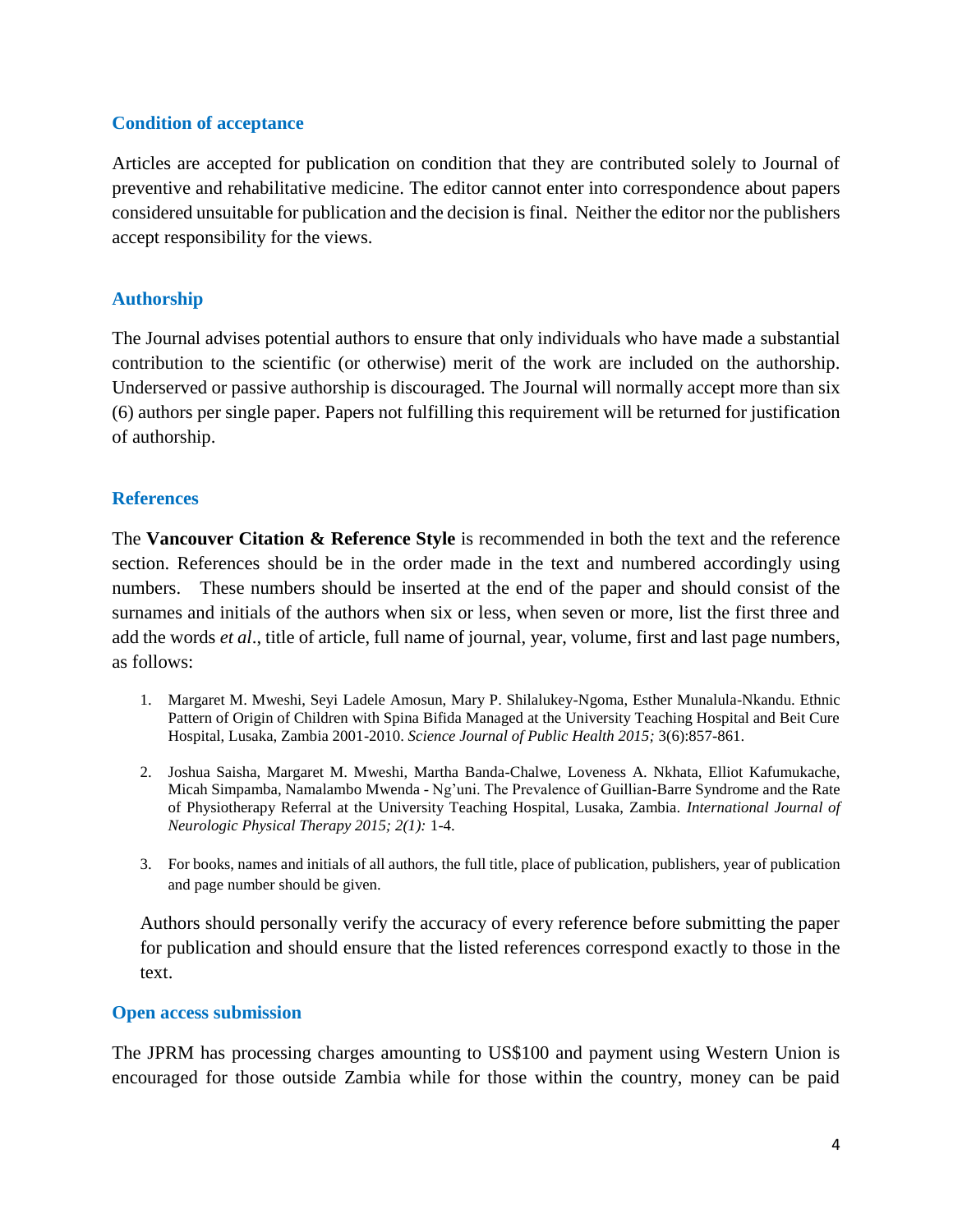## Condition of acceptance

Articles are accepted for publication on condition that they are contributed solely to Journal of preventive and rehabilitative medicine. The editor cannot enter into correspondence about papers considered unsuitable for publication and the decision is final. Neither the editor nor the publishers accept responsibility for the views.

## Authorship

The Journal advises potential authors to ensure that only individuals who have made a substantial contribution to the scientific (or otherwise) merit of the work are included on the authorship. Underserved or passive authorship is discouraged. The Journal will normally accept more than six (6) authors per single paper. Papers not fulfilling this requirement will be returned for justification of authorship.

## References

The **Vancouver Citation & Reference Style** is recommended in both the text and the reference section. References should be in the order made in the text and numbered accordingly using numbers. These numbers should be inserted at the end of the paper and should consist of the surnames and initials of the authors when six or less, when seven or more, list the first three and add the words *et al*., title of article, full name of journal, year, volume, first and last page numbers, as follows:

1. Margaret M. Mweshi, Seyi Ladele Amosun, Mary P. Shilalukey-Ngoma, Esther Munalula-Nkandu. Ethnic Pattern of Origin of Children with Spina Bifida Managed at the University Teaching Hospital and Beit Cure Hospital, Lusaka, Zambia 2001-2010. *Science Journal of Public Health 2015;* 3(6):857-861.
2. Joshua Saisha, Margaret M. Mweshi, Martha Banda-Chalwe, Loveness A. Nkhata, Elliot Kafumukache, Micah Simpamba, Namalambo Mwenda - Ng'uni. The Prevalence of Guillian-Barre Syndrome and the Rate of Physiotherapy Referral at the University Teaching Hospital, Lusaka, Zambia. *International Journal of Neurologic Physical Therapy 2015; 2(1):* 1-4.
3. For books, names and initials of all authors, the full title, place of publication, publishers, year of publication and page number should be given.

Authors should personally verify the accuracy of every reference before submitting the paper for publication and should ensure that the listed references correspond exactly to those in the text.

## Open access submission

The JPRM has processing charges amounting to US$100 and payment using Western Union is encouraged for those outside Zambia while for those within the country, money can be paid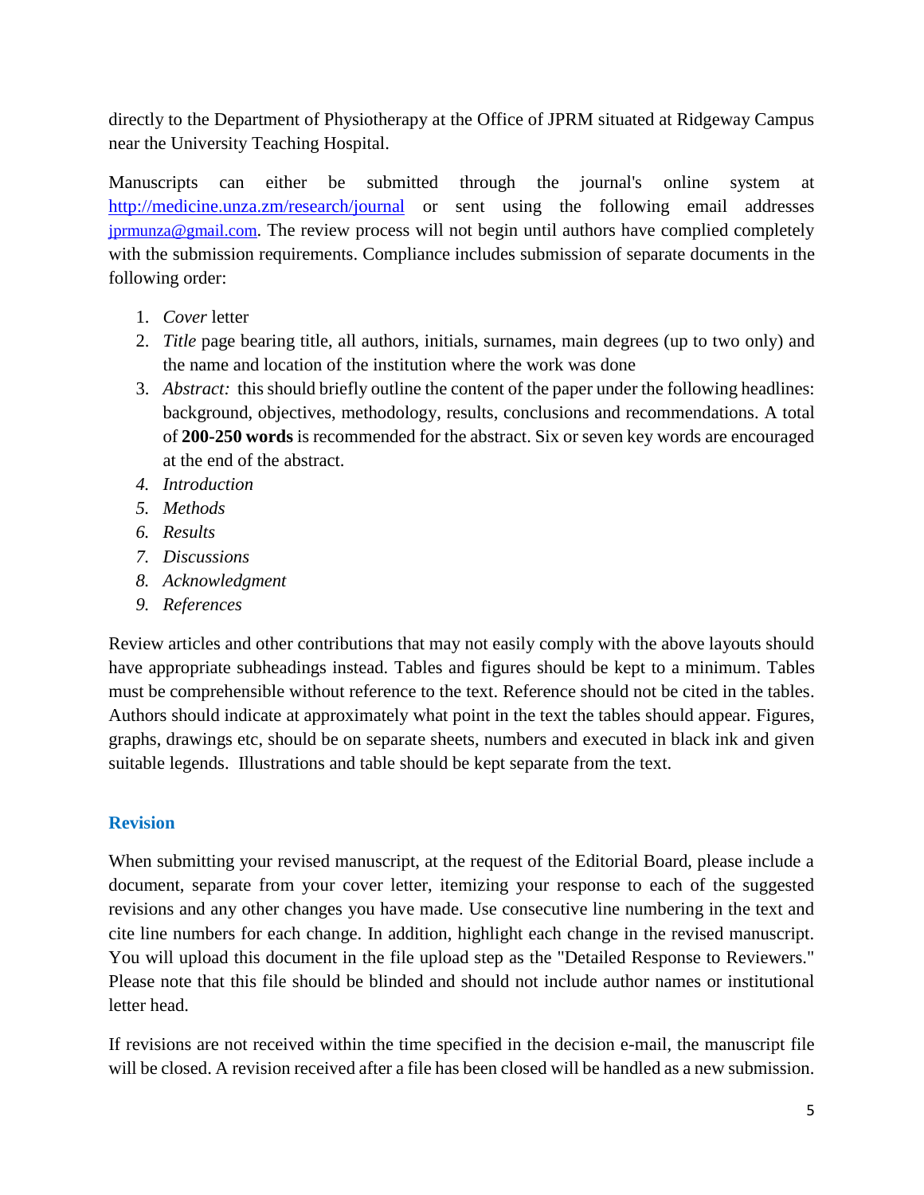directly to the Department of Physiotherapy at the Office of JPRM situated at Ridgeway Campus near the University Teaching Hospital.

Manuscripts can either be submitted through the journal's online system at [http://medicine.unza.zm/research/journal](http://medicine.unza.zm/research/journal) or sent using the following email addresses [jprmunza@gmail.com](mailto:jprmunza@gmail.com). The review process will not begin until authors have complied completely with the submission requirements. Compliance includes submission of separate documents in the following order:

1. *Cover* letter
2. *Title* page bearing title, all authors, initials, surnames, main degrees (up to two only) and the name and location of the institution where the work was done
3. *Abstract:* this should briefly outline the content of the paper under the following headlines: background, objectives, methodology, results, conclusions and recommendations. A total of **200-250 words** is recommended for the abstract. Six or seven key words are encouraged at the end of the abstract.
4. *Introduction*
5. *Methods*
6. *Results*
7. *Discussions*
8. *Acknowledgment*
9. *References*

Review articles and other contributions that may not easily comply with the above layouts should have appropriate subheadings instead. Tables and figures should be kept to a minimum. Tables must be comprehensible without reference to the text. Reference should not be cited in the tables. Authors should indicate at approximately what point in the text the tables should appear. Figures, graphs, drawings etc, should be on separate sheets, numbers and executed in black ink and given suitable legends. Illustrations and table should be kept separate from the text.

## Revision

When submitting your revised manuscript, at the request of the Editorial Board, please include a document, separate from your cover letter, itemizing your response to each of the suggested revisions and any other changes you have made. Use consecutive line numbering in the text and cite line numbers for each change. In addition, highlight each change in the revised manuscript. You will upload this document in the file upload step as the "Detailed Response to Reviewers." Please note that this file should be blinded and should not include author names or institutional letter head.

If revisions are not received within the time specified in the decision e-mail, the manuscript file will be closed. A revision received after a file has been closed will be handled as a new submission.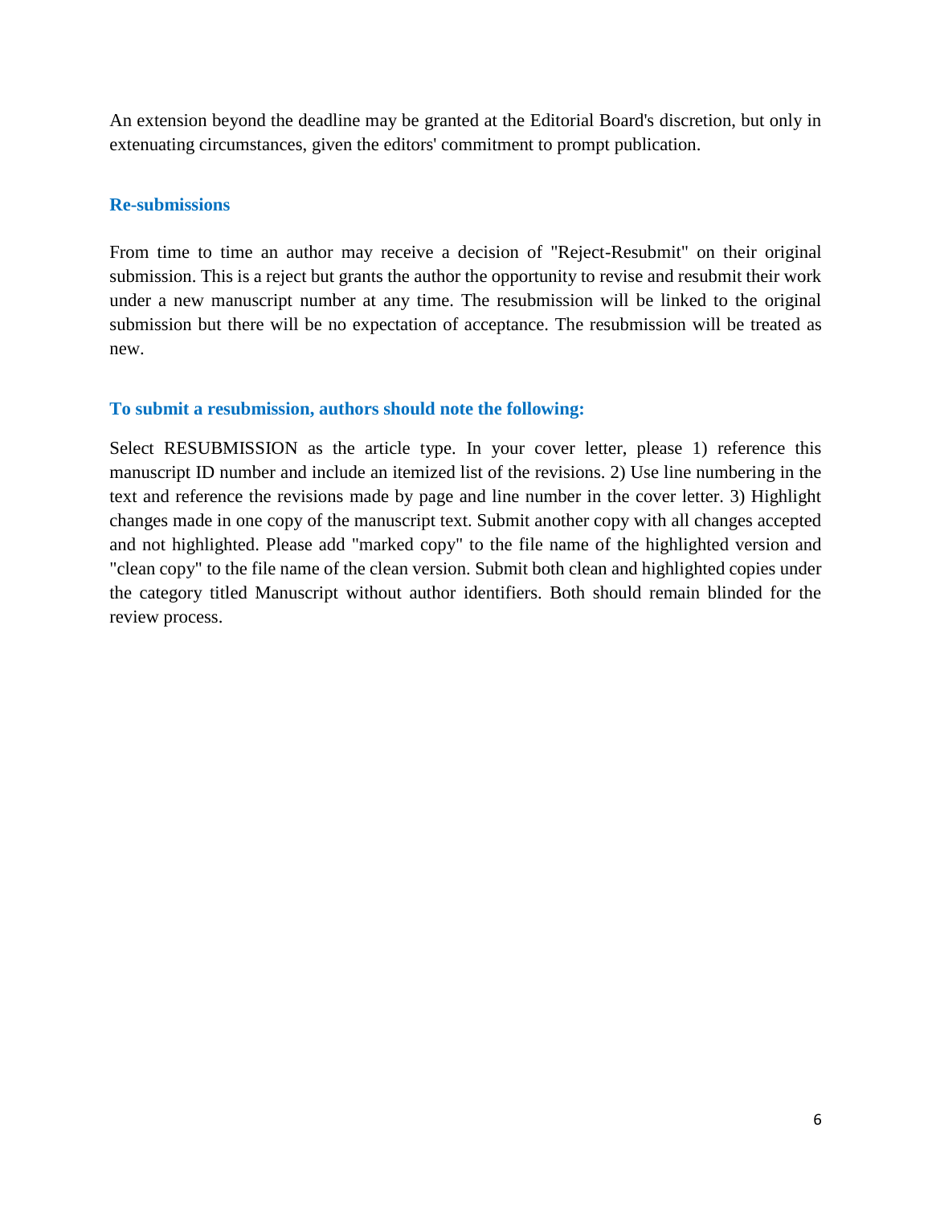An extension beyond the deadline may be granted at the Editorial Board's discretion, but only in extenuating circumstances, given the editors' commitment to prompt publication.

### Re-submissions

From time to time an author may receive a decision of "Reject-Resubmit" on their original submission. This is a reject but grants the author the opportunity to revise and resubmit their work under a new manuscript number at any time. The resubmission will be linked to the original submission but there will be no expectation of acceptance. The resubmission will be treated as new.

### To submit a resubmission, authors should note the following:

Select RESUBMISSION as the article type. In your cover letter, please 1) reference this manuscript ID number and include an itemized list of the revisions. 2) Use line numbering in the text and reference the revisions made by page and line number in the cover letter. 3) Highlight changes made in one copy of the manuscript text. Submit another copy with all changes accepted and not highlighted. Please add "marked copy" to the file name of the highlighted version and "clean copy" to the file name of the clean version. Submit both clean and highlighted copies under the category titled Manuscript without author identifiers. Both should remain blinded for the review process.